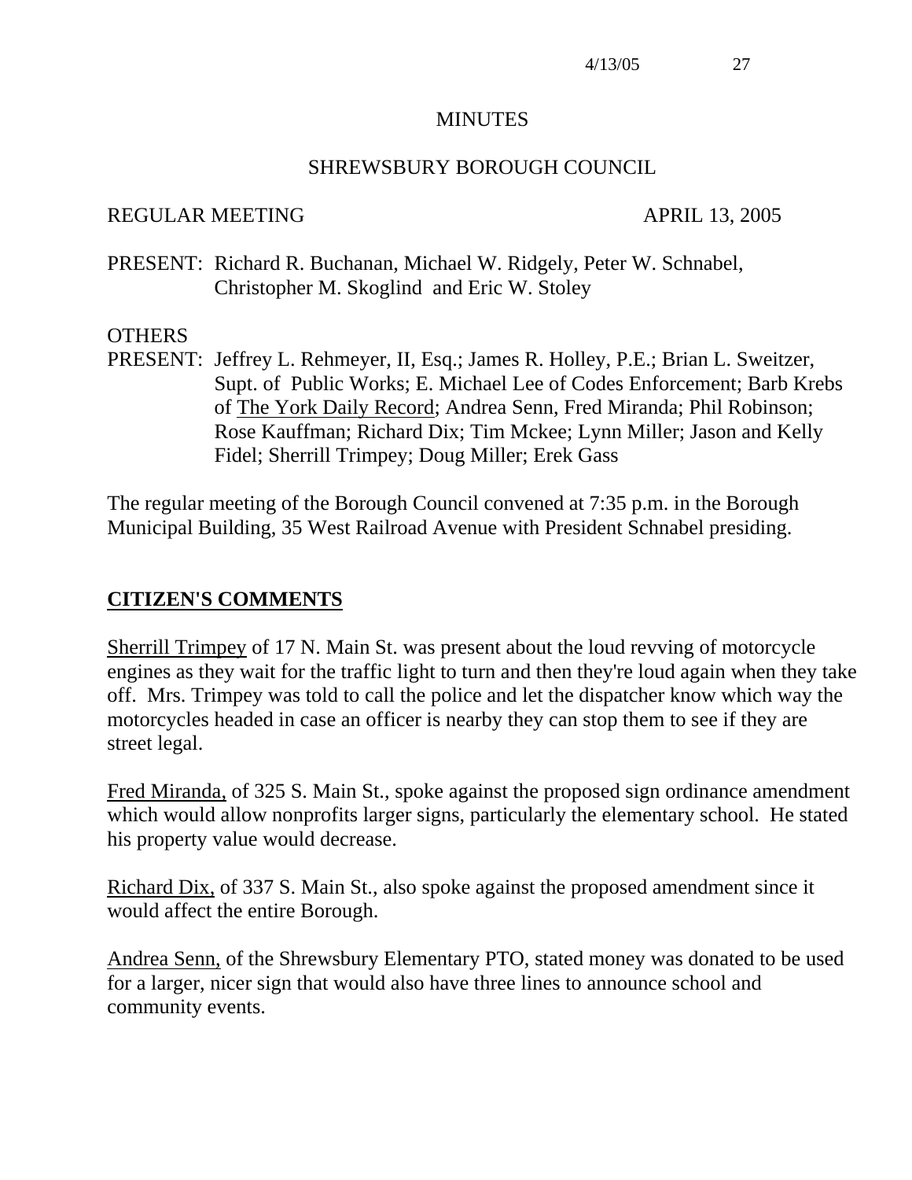# MINUTES

## SHREWSBURY BOROUGH COUNCIL

REGULAR MEETING APRIL 13, 2005

PRESENT: Richard R. Buchanan, Michael W. Ridgely, Peter W. Schnabel, Christopher M. Skoglind and Eric W. Stoley

OTHERS PRESENT: Jeffrey L. Rehmeyer, II, Esq.; James R. Holley, P.E.; Brian L. Sweitzer, Supt. of Public Works; E. Michael Lee of Codes Enforcement; Barb Krebs of The York Daily Record; Andrea Senn, Fred Miranda; Phil Robinson; Rose Kauffman; Richard Dix; Tim Mckee; Lynn Miller; Jason and Kelly Fidel; Sherrill Trimpey; Doug Miller; Erek Gass

The regular meeting of the Borough Council convened at 7:35 p.m. in the Borough Municipal Building, 35 West Railroad Avenue with President Schnabel presiding.

## CITIZEN'S COMMENTS

Sherrill Trimpey of 17 N. Main St. was present about the loud revving of motorcycle engines as they wait for the traffic light to turn and then they're loud again when they take off. Mrs. Trimpey was told to call the police and let the dispatcher know which way the motorcycles headed in case an officer is nearby they can stop them to see if they are street legal.

Fred Miranda, of 325 S. Main St., spoke against the proposed sign ordinance amendment which would allow nonprofits larger signs, particularly the elementary school. He stated his property value would decrease.

Richard Dix, of 337 S. Main St., also spoke against the proposed amendment since it would affect the entire Borough.

Andrea Senn, of the Shrewsbury Elementary PTO, stated money was donated to be used for a larger, nicer sign that would also have three lines to announce school and community events.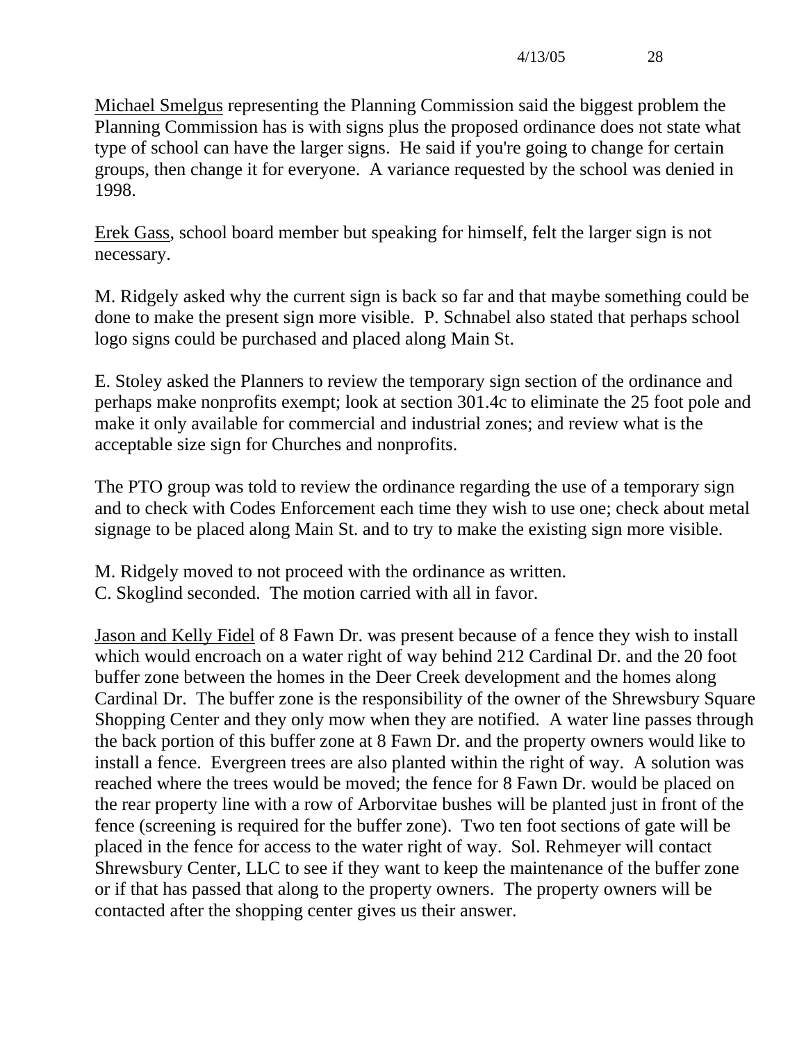Michael Smelgus representing the Planning Commission said the biggest problem the Planning Commission has is with signs plus the proposed ordinance does not state what type of school can have the larger signs. He said if you're going to change for certain groups, then change it for everyone. A variance requested by the school was denied in 1998.

Erek Gass, school board member but speaking for himself, felt the larger sign is not necessary.

M. Ridgely asked why the current sign is back so far and that maybe something could be done to make the present sign more visible. P. Schnabel also stated that perhaps school logo signs could be purchased and placed along Main St.

E. Stoley asked the Planners to review the temporary sign section of the ordinance and perhaps make nonprofits exempt; look at section 301.4c to eliminate the 25 foot pole and make it only available for commercial and industrial zones; and review what is the acceptable size sign for Churches and nonprofits.

The PTO group was told to review the ordinance regarding the use of a temporary sign and to check with Codes Enforcement each time they wish to use one; check about metal signage to be placed along Main St. and to try to make the existing sign more visible.

M. Ridgely moved to not proceed with the ordinance as written.
C. Skoglind seconded. The motion carried with all in favor.

Jason and Kelly Fidel of 8 Fawn Dr. was present because of a fence they wish to install which would encroach on a water right of way behind 212 Cardinal Dr. and the 20 foot buffer zone between the homes in the Deer Creek development and the homes along Cardinal Dr. The buffer zone is the responsibility of the owner of the Shrewsbury Square Shopping Center and they only mow when they are notified. A water line passes through the back portion of this buffer zone at 8 Fawn Dr. and the property owners would like to install a fence. Evergreen trees are also planted within the right of way. A solution was reached where the trees would be moved; the fence for 8 Fawn Dr. would be placed on the rear property line with a row of Arborvitae bushes will be planted just in front of the fence (screening is required for the buffer zone). Two ten foot sections of gate will be placed in the fence for access to the water right of way. Sol. Rehmeyer will contact Shrewsbury Center, LLC to see if they want to keep the maintenance of the buffer zone or if that has passed that along to the property owners. The property owners will be contacted after the shopping center gives us their answer.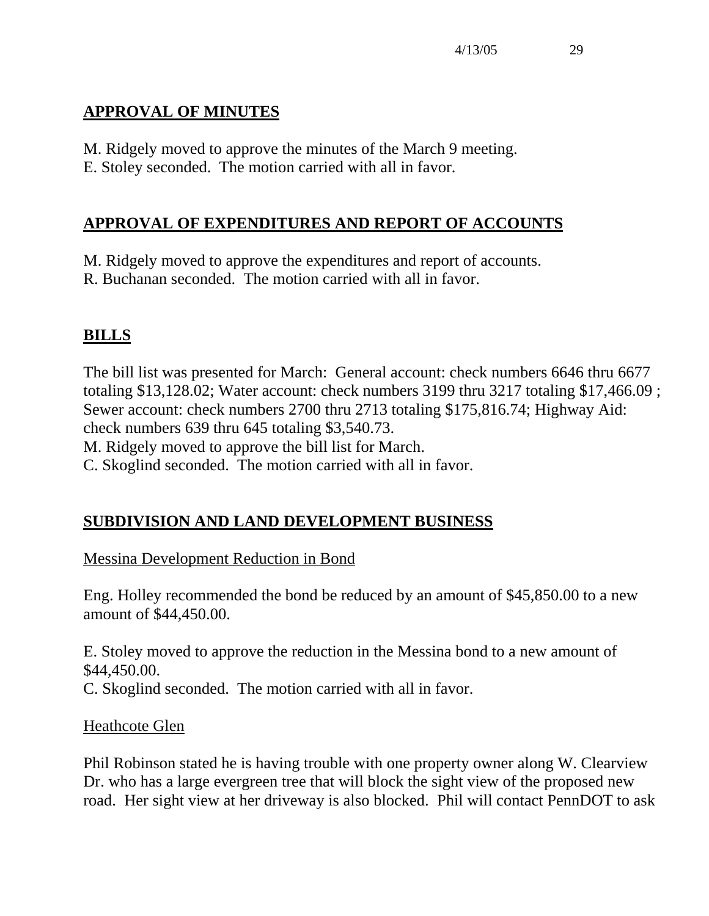## APPROVAL OF MINUTES

M. Ridgely moved to approve the minutes of the March 9 meeting.
E. Stoley seconded. The motion carried with all in favor.

## APPROVAL OF EXPENDITURES AND REPORT OF ACCOUNTS

M. Ridgely moved to approve the expenditures and report of accounts.
R. Buchanan seconded. The motion carried with all in favor.

## BILLS

The bill list was presented for March: General account: check numbers 6646 thru 6677 totaling $13,128.02; Water account: check numbers 3199 thru 3217 totaling $17,466.09 ; Sewer account: check numbers 2700 thru 2713 totaling $175,816.74; Highway Aid: check numbers 639 thru 645 totaling $3,540.73.
M. Ridgely moved to approve the bill list for March.
C. Skoglind seconded. The motion carried with all in favor.

## SUBDIVISION AND LAND DEVELOPMENT BUSINESS

### Messina Development Reduction in Bond

Eng. Holley recommended the bond be reduced by an amount of $45,850.00 to a new amount of $44,450.00.

E. Stoley moved to approve the reduction in the Messina bond to a new amount of $44,450.00.
C. Skoglind seconded. The motion carried with all in favor.

### Heathcote Glen

Phil Robinson stated he is having trouble with one property owner along W. Clearview Dr. who has a large evergreen tree that will block the sight view of the proposed new road. Her sight view at her driveway is also blocked. Phil will contact PennDOT to ask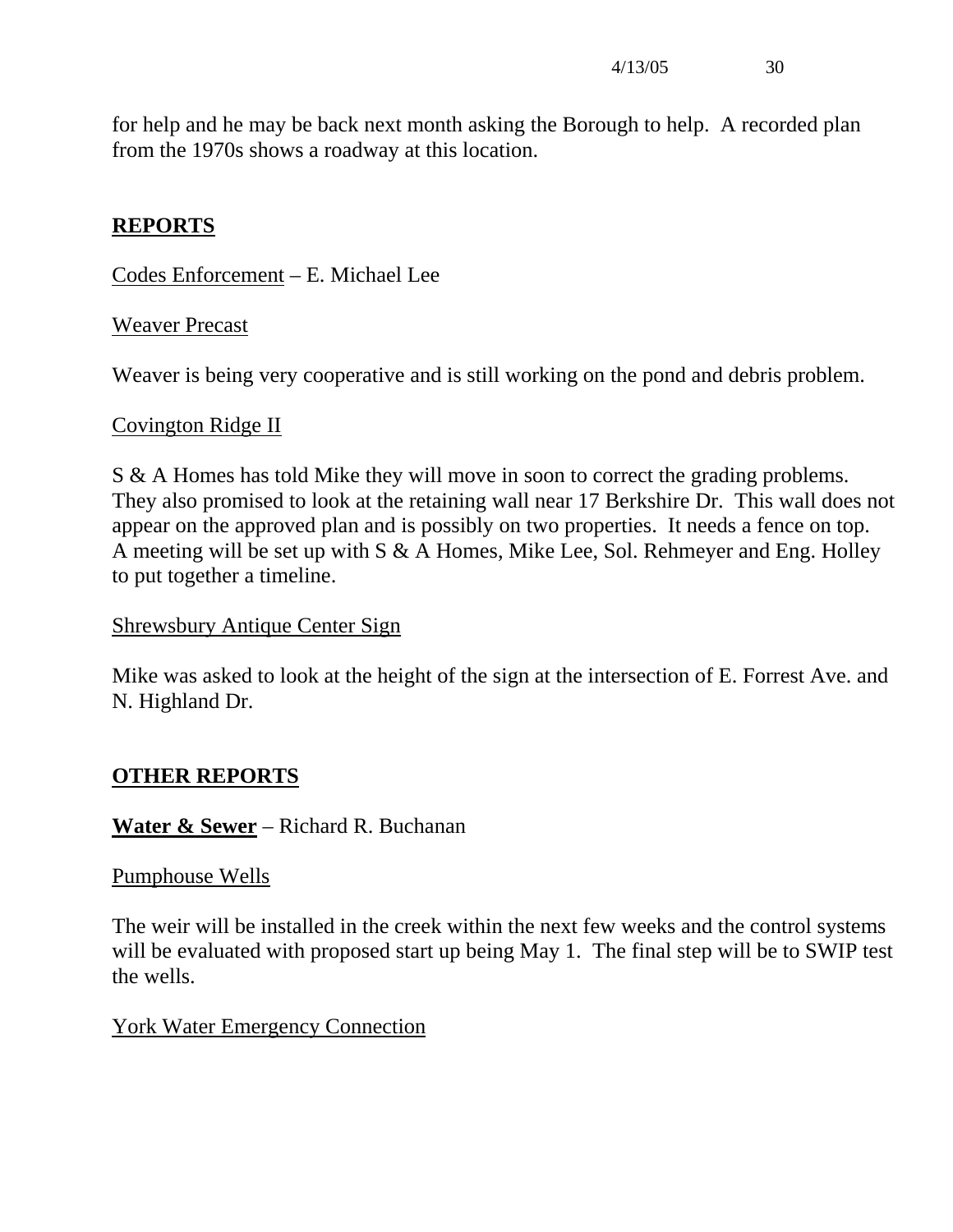for help and he may be back next month asking the Borough to help. A recorded plan from the 1970s shows a roadway at this location.

## REPORTS

Codes Enforcement – E. Michael Lee

Weaver Precast

Weaver is being very cooperative and is still working on the pond and debris problem.

Covington Ridge II

S & A Homes has told Mike they will move in soon to correct the grading problems. They also promised to look at the retaining wall near 17 Berkshire Dr. This wall does not appear on the approved plan and is possibly on two properties. It needs a fence on top. A meeting will be set up with S & A Homes, Mike Lee, Sol. Rehmeyer and Eng. Holley to put together a timeline.

Shrewsbury Antique Center Sign

Mike was asked to look at the height of the sign at the intersection of E. Forrest Ave. and N. Highland Dr.

## OTHER REPORTS

**Water & Sewer** – Richard R. Buchanan

Pumphouse Wells

The weir will be installed in the creek within the next few weeks and the control systems will be evaluated with proposed start up being May 1. The final step will be to SWIP test the wells.

York Water Emergency Connection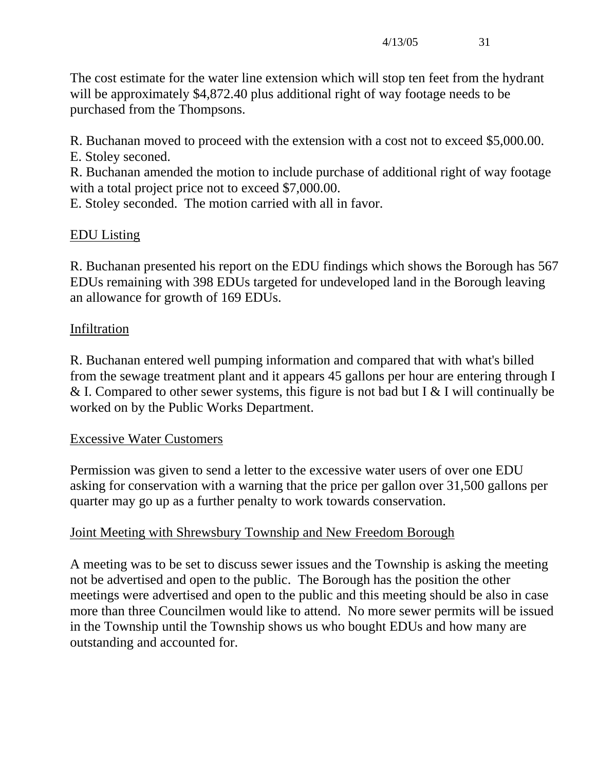The cost estimate for the water line extension which will stop ten feet from the hydrant will be approximately $4,872.40 plus additional right of way footage needs to be purchased from the Thompsons.

R. Buchanan moved to proceed with the extension with a cost not to exceed $5,000.00.
E. Stoley seconed.
R. Buchanan amended the motion to include purchase of additional right of way footage with a total project price not to exceed $7,000.00.
E. Stoley seconded. The motion carried with all in favor.

## EDU Listing

R. Buchanan presented his report on the EDU findings which shows the Borough has 567 EDUs remaining with 398 EDUs targeted for undeveloped land in the Borough leaving an allowance for growth of 169 EDUs.

## Infiltration

R. Buchanan entered well pumping information and compared that with what's billed from the sewage treatment plant and it appears 45 gallons per hour are entering through I & I. Compared to other sewer systems, this figure is not bad but I & I will continually be worked on by the Public Works Department.

## Excessive Water Customers

Permission was given to send a letter to the excessive water users of over one EDU asking for conservation with a warning that the price per gallon over 31,500 gallons per quarter may go up as a further penalty to work towards conservation.

## Joint Meeting with Shrewsbury Township and New Freedom Borough

A meeting was to be set to discuss sewer issues and the Township is asking the meeting not be advertised and open to the public. The Borough has the position the other meetings were advertised and open to the public and this meeting should be also in case more than three Councilmen would like to attend. No more sewer permits will be issued in the Township until the Township shows us who bought EDUs and how many are outstanding and accounted for.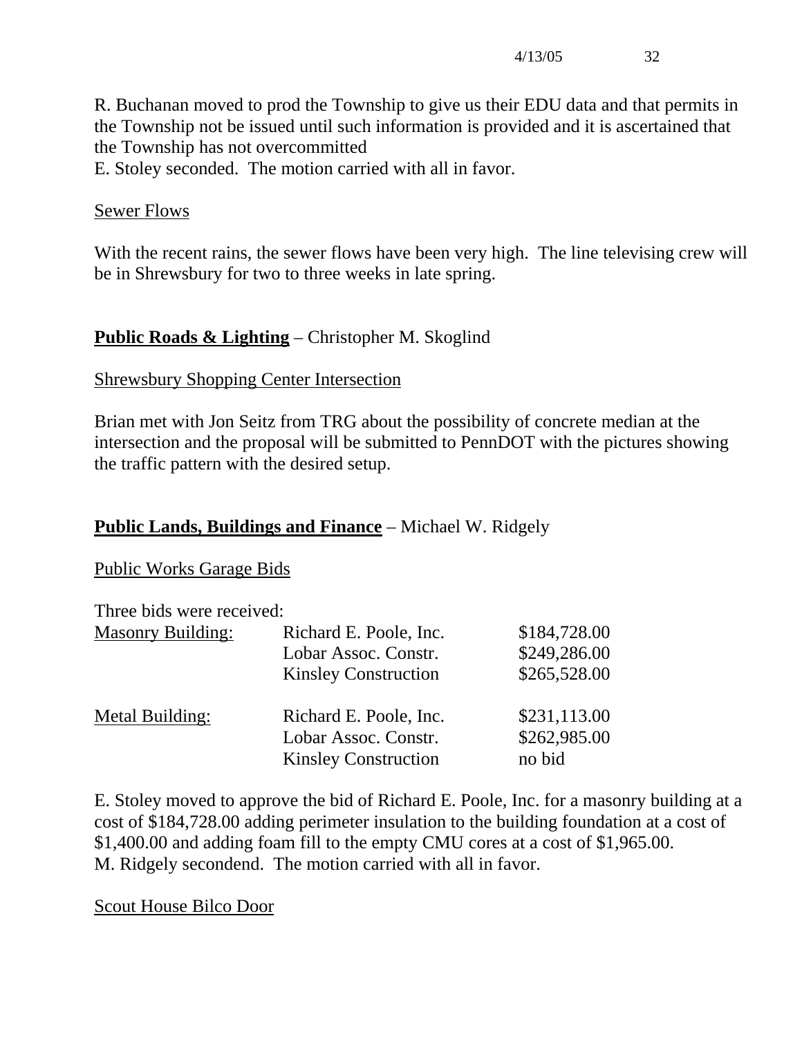R. Buchanan moved to prod the Township to give us their EDU data and that permits in the Township not be issued until such information is provided and it is ascertained that the Township has not overcommitted
E. Stoley seconded. The motion carried with all in favor.

Sewer Flows

With the recent rains, the sewer flows have been very high. The line televising crew will be in Shrewsbury for two to three weeks in late spring.

**Public Roads & Lighting** – Christopher M. Skoglind

Shrewsbury Shopping Center Intersection

Brian met with Jon Seitz from TRG about the possibility of concrete median at the intersection and the proposal will be submitted to PennDOT with the pictures showing the traffic pattern with the desired setup.

**Public Lands, Buildings and Finance** – Michael W. Ridgely

Public Works Garage Bids

Three bids were received:

| | | |
|---|---|---|
| Masonry Building: | Richard E. Poole, Inc. | $184,728.00 |
| | Lobar Assoc. Constr. | $249,286.00 |
| | Kinsley Construction | $265,528.00 |
| Metal Building: | Richard E. Poole, Inc. | $231,113.00 |
| | Lobar Assoc. Constr. | $262,985.00 |
| | Kinsley Construction | no bid |

E. Stoley moved to approve the bid of Richard E. Poole, Inc. for a masonry building at a cost of $184,728.00 adding perimeter insulation to the building foundation at a cost of $1,400.00 and adding foam fill to the empty CMU cores at a cost of $1,965.00.
M. Ridgely secondend. The motion carried with all in favor.

Scout House Bilco Door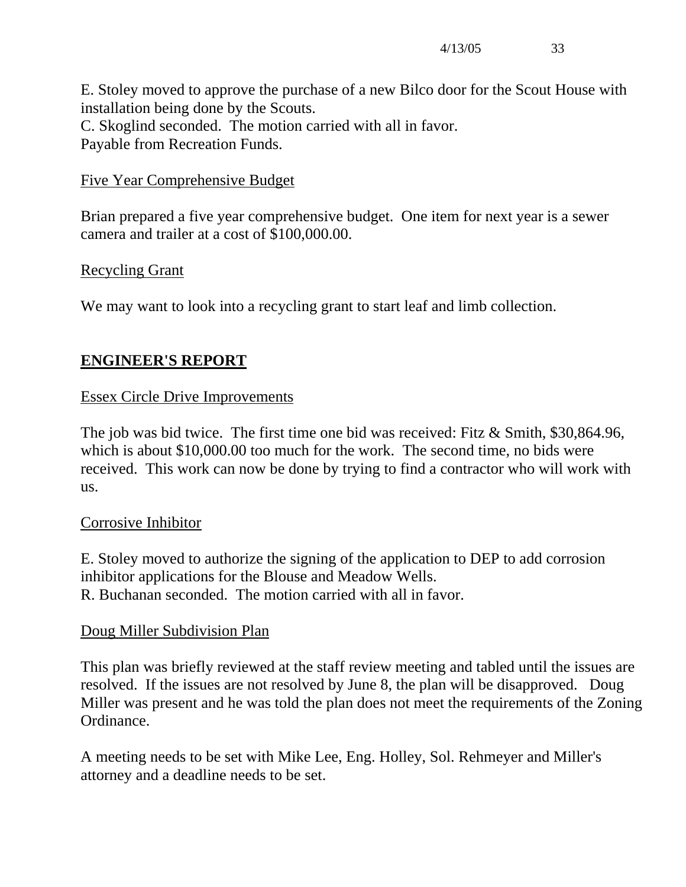E. Stoley moved to approve the purchase of a new Bilco door for the Scout House with installation being done by the Scouts.
C. Skoglind seconded. The motion carried with all in favor.
Payable from Recreation Funds.

<u>Five Year Comprehensive Budget</u>

Brian prepared a five year comprehensive budget. One item for next year is a sewer camera and trailer at a cost of $100,000.00.

<u>Recycling Grant</u>

We may want to look into a recycling grant to start leaf and limb collection.

## ENGINEER'S REPORT

<u>Essex Circle Drive Improvements</u>

The job was bid twice. The first time one bid was received: Fitz & Smith, $30,864.96, which is about $10,000.00 too much for the work. The second time, no bids were received. This work can now be done by trying to find a contractor who will work with us.

<u>Corrosive Inhibitor</u>

E. Stoley moved to authorize the signing of the application to DEP to add corrosion inhibitor applications for the Blouse and Meadow Wells.
R. Buchanan seconded. The motion carried with all in favor.

<u>Doug Miller Subdivision Plan</u>

This plan was briefly reviewed at the staff review meeting and tabled until the issues are resolved. If the issues are not resolved by June 8, the plan will be disapproved. Doug Miller was present and he was told the plan does not meet the requirements of the Zoning Ordinance.

A meeting needs to be set with Mike Lee, Eng. Holley, Sol. Rehmeyer and Miller's attorney and a deadline needs to be set.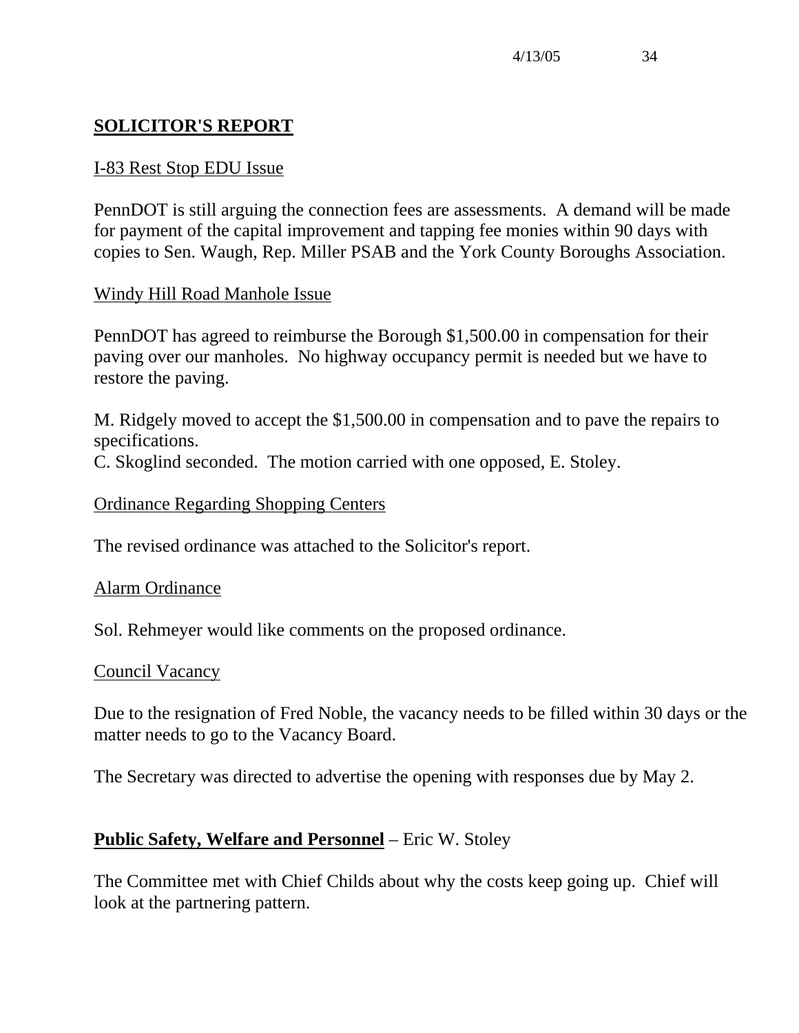## SOLICITOR'S REPORT

I-83 Rest Stop EDU Issue

PennDOT is still arguing the connection fees are assessments. A demand will be made for payment of the capital improvement and tapping fee monies within 90 days with copies to Sen. Waugh, Rep. Miller PSAB and the York County Boroughs Association.

Windy Hill Road Manhole Issue

PennDOT has agreed to reimburse the Borough $1,500.00 in compensation for their paving over our manholes. No highway occupancy permit is needed but we have to restore the paving.

M. Ridgely moved to accept the $1,500.00 in compensation and to pave the repairs to specifications.
C. Skoglind seconded. The motion carried with one opposed, E. Stoley.

Ordinance Regarding Shopping Centers

The revised ordinance was attached to the Solicitor's report.

Alarm Ordinance

Sol. Rehmeyer would like comments on the proposed ordinance.

Council Vacancy

Due to the resignation of Fred Noble, the vacancy needs to be filled within 30 days or the matter needs to go to the Vacancy Board.

The Secretary was directed to advertise the opening with responses due by May 2.

**Public Safety, Welfare and Personnel** – Eric W. Stoley

The Committee met with Chief Childs about why the costs keep going up. Chief will look at the partnering pattern.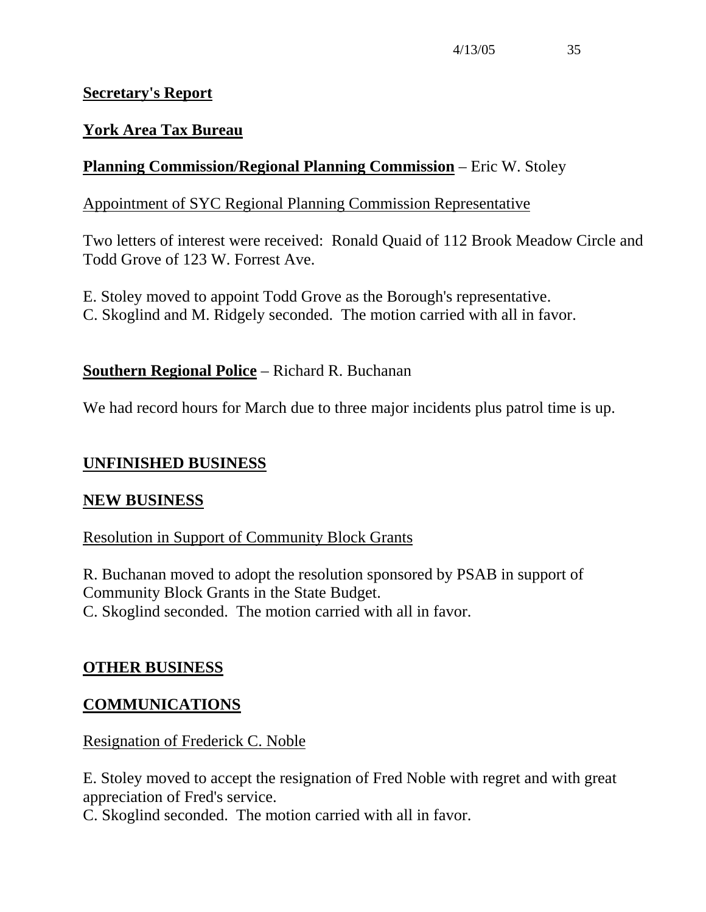**<u>Secretary's Report</u>**

**<u>York Area Tax Bureau</u>**

**<u>Planning Commission/Regional Planning Commission</u>** – Eric W. Stoley

<u>Appointment of SYC Regional Planning Commission Representative</u>

Two letters of interest were received: Ronald Quaid of 112 Brook Meadow Circle and Todd Grove of 123 W. Forrest Ave.

E. Stoley moved to appoint Todd Grove as the Borough's representative.
C. Skoglind and M. Ridgely seconded. The motion carried with all in favor.

**<u>Southern Regional Police</u>** – Richard R. Buchanan

We had record hours for March due to three major incidents plus patrol time is up.

**<u>UNFINISHED BUSINESS</u>**

**<u>NEW BUSINESS</u>**

<u>Resolution in Support of Community Block Grants</u>

R. Buchanan moved to adopt the resolution sponsored by PSAB in support of Community Block Grants in the State Budget.
C. Skoglind seconded. The motion carried with all in favor.

**<u>OTHER BUSINESS</u>**

**<u>COMMUNICATIONS</u>**

<u>Resignation of Frederick C. Noble</u>

E. Stoley moved to accept the resignation of Fred Noble with regret and with great appreciation of Fred's service.
C. Skoglind seconded. The motion carried with all in favor.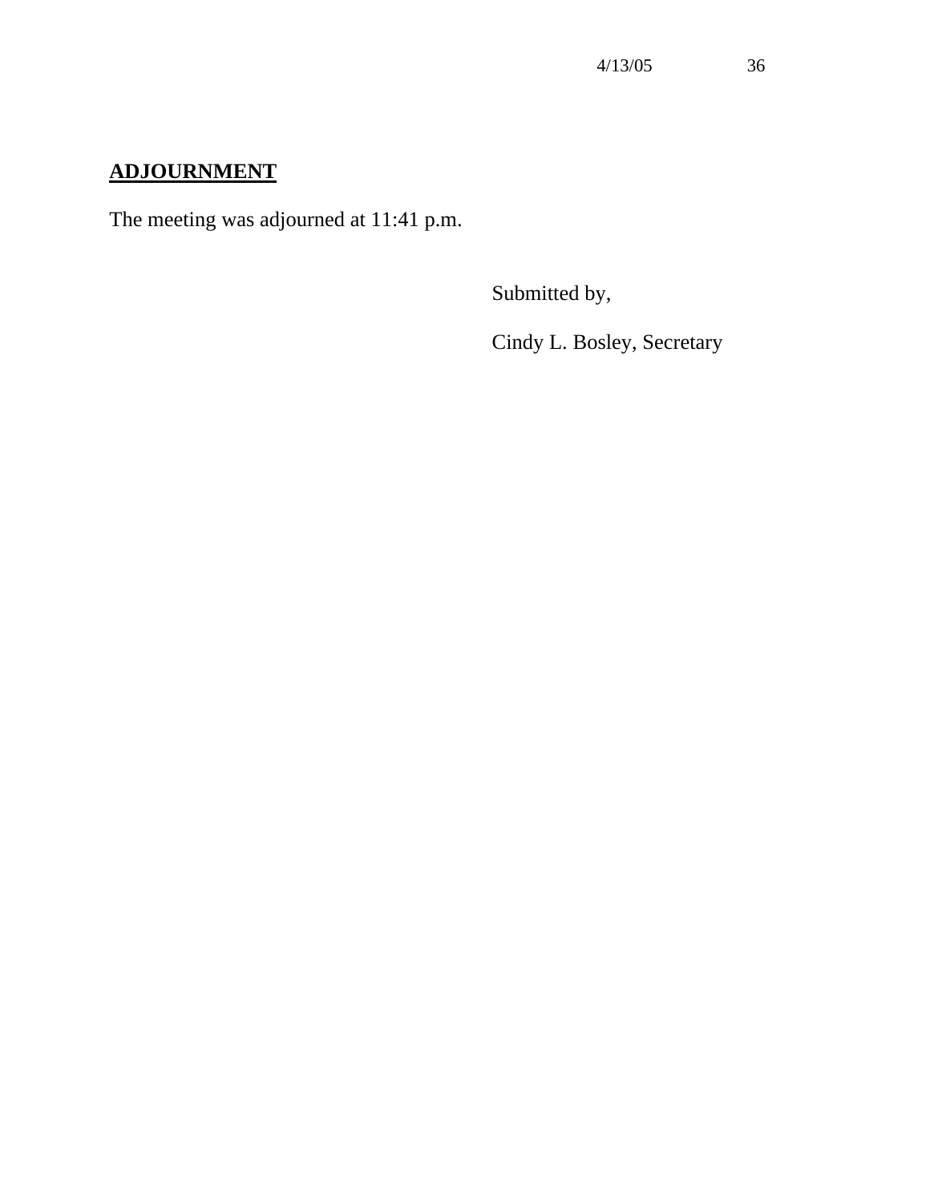## ADJOURNMENT

The meeting was adjourned at 11:41 p.m.

Submitted by,

Cindy L. Bosley, Secretary